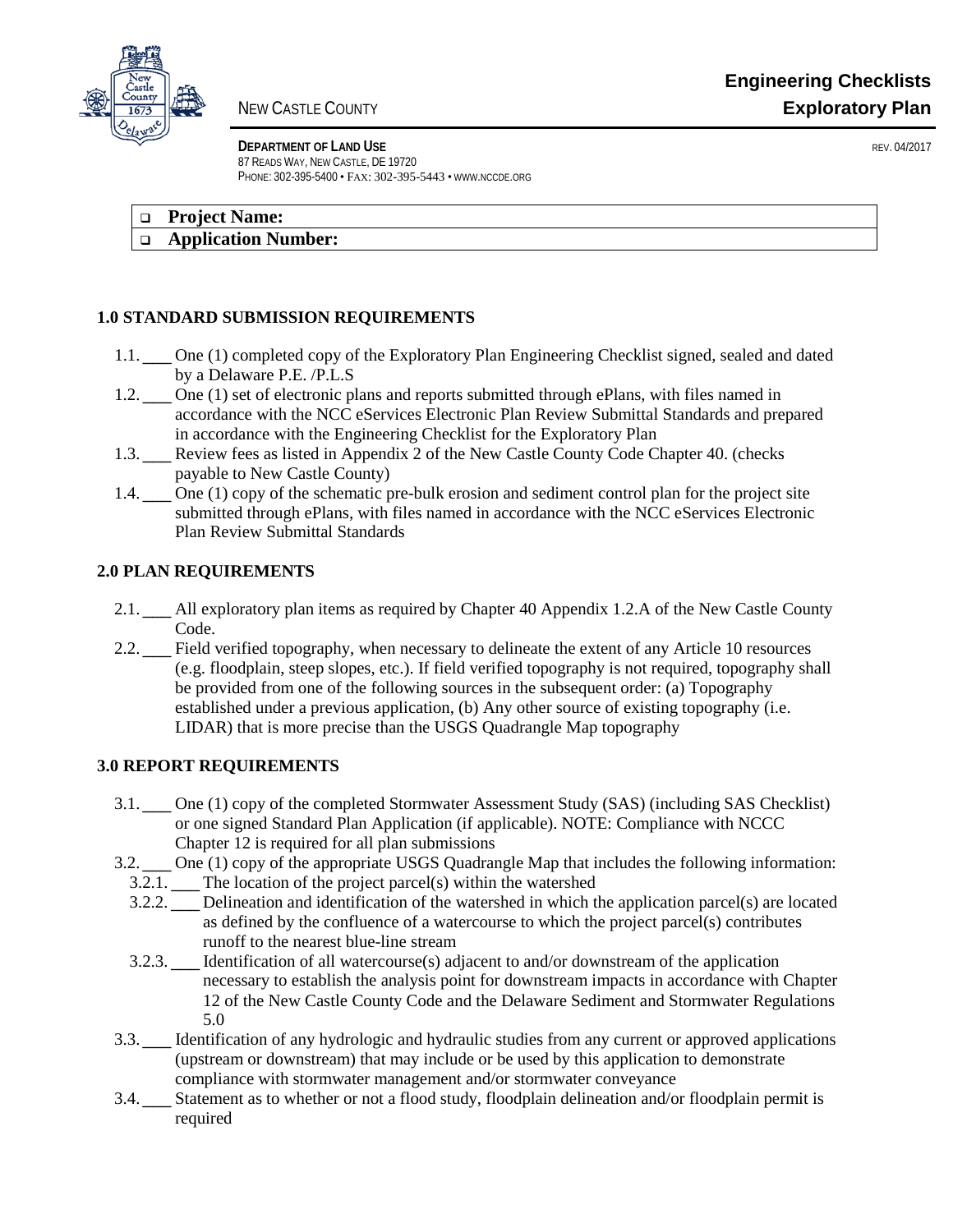NEW CASTLE COUNTY

# Engineering Checklists
# Exploratory Plan

**DEPARTMENT OF LAND USE**
87 READS WAY, NEW CASTLE, DE 19720
PHONE: 302-395-5400 • FAX: 302-395-5443 • WWW.NCCDE.ORG

REV. 04/2017

| ❑ **Project Name:** |
| --- |
| ❑ **Application Number:** |

## 1.0 STANDARD SUBMISSION REQUIREMENTS

1.1. ___ One (1) completed copy of the Exploratory Plan Engineering Checklist signed, sealed and dated by a Delaware P.E. /P.L.S

1.2. ___ One (1) set of electronic plans and reports submitted through ePlans, with files named in accordance with the NCC eServices Electronic Plan Review Submittal Standards and prepared in accordance with the Engineering Checklist for the Exploratory Plan

1.3. ___ Review fees as listed in Appendix 2 of the New Castle County Code Chapter 40. (checks payable to New Castle County)

1.4. ___ One (1) copy of the schematic pre-bulk erosion and sediment control plan for the project site submitted through ePlans, with files named in accordance with the NCC eServices Electronic Plan Review Submittal Standards

## 2.0 PLAN REQUIREMENTS

2.1. ___ All exploratory plan items as required by Chapter 40 Appendix 1.2.A of the New Castle County Code.

2.2. ___ Field verified topography, when necessary to delineate the extent of any Article 10 resources (e.g. floodplain, steep slopes, etc.). If field verified topography is not required, topography shall be provided from one of the following sources in the subsequent order: (a) Topography established under a previous application, (b) Any other source of existing topography (i.e. LIDAR) that is more precise than the USGS Quadrangle Map topography

## 3.0 REPORT REQUIREMENTS

3.1. ___ One (1) copy of the completed Stormwater Assessment Study (SAS) (including SAS Checklist) or one signed Standard Plan Application (if applicable). NOTE: Compliance with NCCC Chapter 12 is required for all plan submissions

3.2. ___ One (1) copy of the appropriate USGS Quadrangle Map that includes the following information:

  3.2.1. ___ The location of the project parcel(s) within the watershed

  3.2.2. ___ Delineation and identification of the watershed in which the application parcel(s) are located as defined by the confluence of a watercourse to which the project parcel(s) contributes runoff to the nearest blue-line stream

  3.2.3. ___ Identification of all watercourse(s) adjacent to and/or downstream of the application necessary to establish the analysis point for downstream impacts in accordance with Chapter 12 of the New Castle County Code and the Delaware Sediment and Stormwater Regulations 5.0

3.3. ___ Identification of any hydrologic and hydraulic studies from any current or approved applications (upstream or downstream) that may include or be used by this application to demonstrate compliance with stormwater management and/or stormwater conveyance

3.4. ___ Statement as to whether or not a flood study, floodplain delineation and/or floodplain permit is required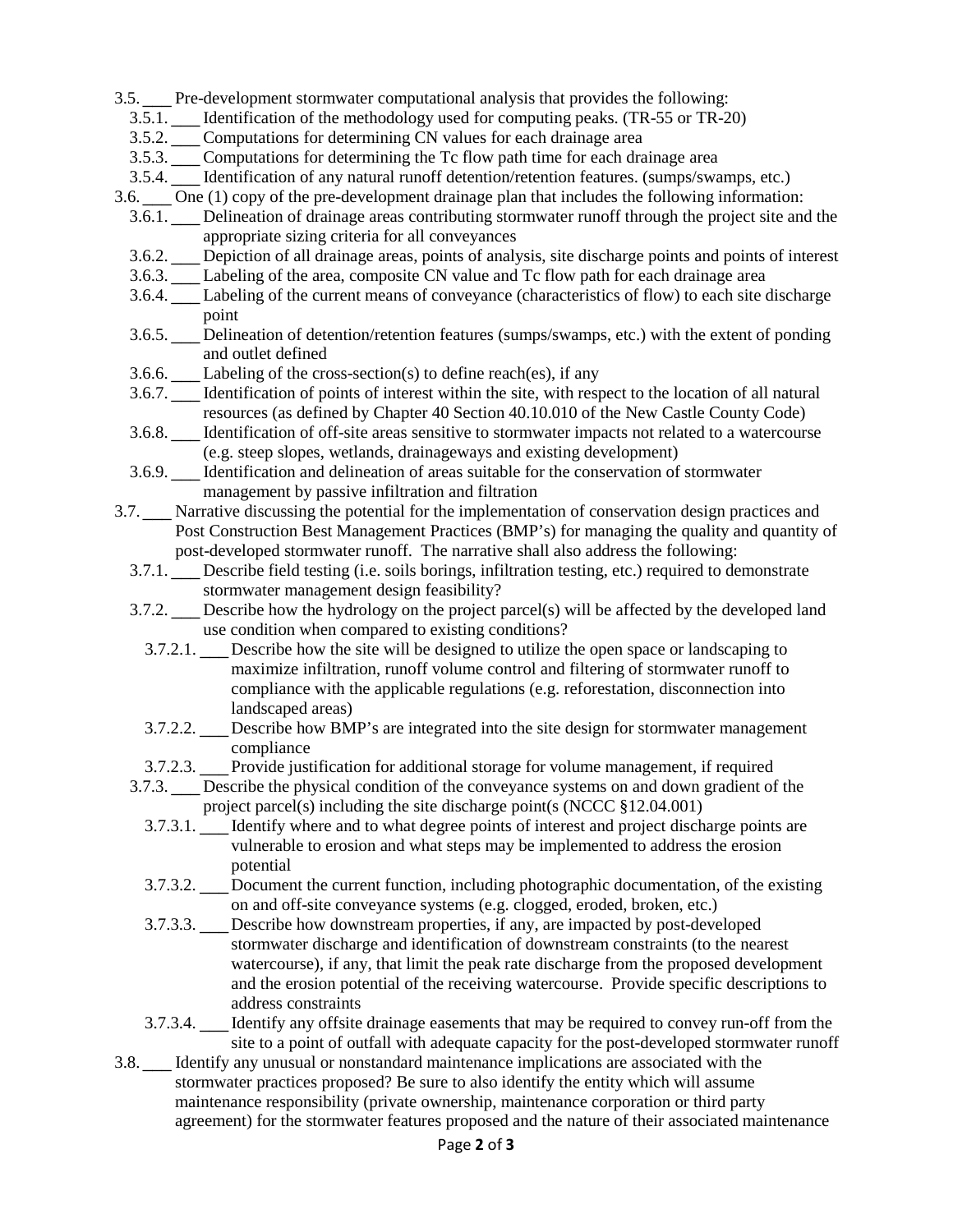- 3.5. ___ Pre-development stormwater computational analysis that provides the following:
  - 3.5.1. ___ Identification of the methodology used for computing peaks. (TR-55 or TR-20)
  - 3.5.2. ___ Computations for determining CN values for each drainage area
  - 3.5.3. ___ Computations for determining the Tc flow path time for each drainage area
  - 3.5.4. ___ Identification of any natural runoff detention/retention features. (sumps/swamps, etc.)
- 3.6. ___ One (1) copy of the pre-development drainage plan that includes the following information:
  - 3.6.1. ___ Delineation of drainage areas contributing stormwater runoff through the project site and the appropriate sizing criteria for all conveyances
  - 3.6.2. ___ Depiction of all drainage areas, points of analysis, site discharge points and points of interest
  - 3.6.3. ___ Labeling of the area, composite CN value and Tc flow path for each drainage area
  - 3.6.4. ___ Labeling of the current means of conveyance (characteristics of flow) to each site discharge point
  - 3.6.5. ___ Delineation of detention/retention features (sumps/swamps, etc.) with the extent of ponding and outlet defined
  - 3.6.6. ___ Labeling of the cross-section(s) to define reach(es), if any
  - 3.6.7. ___ Identification of points of interest within the site, with respect to the location of all natural resources (as defined by Chapter 40 Section 40.10.010 of the New Castle County Code)
  - 3.6.8. ___ Identification of off-site areas sensitive to stormwater impacts not related to a watercourse (e.g. steep slopes, wetlands, drainageways and existing development)
  - 3.6.9. ___ Identification and delineation of areas suitable for the conservation of stormwater management by passive infiltration and filtration
- 3.7. ___ Narrative discussing the potential for the implementation of conservation design practices and Post Construction Best Management Practices (BMP's) for managing the quality and quantity of post-developed stormwater runoff. The narrative shall also address the following:
  - 3.7.1. ___ Describe field testing (i.e. soils borings, infiltration testing, etc.) required to demonstrate stormwater management design feasibility?
  - 3.7.2. ___ Describe how the hydrology on the project parcel(s) will be affected by the developed land use condition when compared to existing conditions?
    - 3.7.2.1. ___ Describe how the site will be designed to utilize the open space or landscaping to maximize infiltration, runoff volume control and filtering of stormwater runoff to compliance with the applicable regulations (e.g. reforestation, disconnection into landscaped areas)
    - 3.7.2.2. ___ Describe how BMP's are integrated into the site design for stormwater management compliance
    - 3.7.2.3. ___ Provide justification for additional storage for volume management, if required
  - 3.7.3. ___ Describe the physical condition of the conveyance systems on and down gradient of the project parcel(s) including the site discharge point(s (NCCC §12.04.001)
    - 3.7.3.1. ___ Identify where and to what degree points of interest and project discharge points are vulnerable to erosion and what steps may be implemented to address the erosion potential
    - 3.7.3.2. ___ Document the current function, including photographic documentation, of the existing on and off-site conveyance systems (e.g. clogged, eroded, broken, etc.)
    - 3.7.3.3. ___ Describe how downstream properties, if any, are impacted by post-developed stormwater discharge and identification of downstream constraints (to the nearest watercourse), if any, that limit the peak rate discharge from the proposed development and the erosion potential of the receiving watercourse. Provide specific descriptions to address constraints
    - 3.7.3.4. ___ Identify any offsite drainage easements that may be required to convey run-off from the site to a point of outfall with adequate capacity for the post-developed stormwater runoff
- 3.8. ___ Identify any unusual or nonstandard maintenance implications are associated with the stormwater practices proposed? Be sure to also identify the entity which will assume maintenance responsibility (private ownership, maintenance corporation or third party agreement) for the stormwater features proposed and the nature of their associated maintenance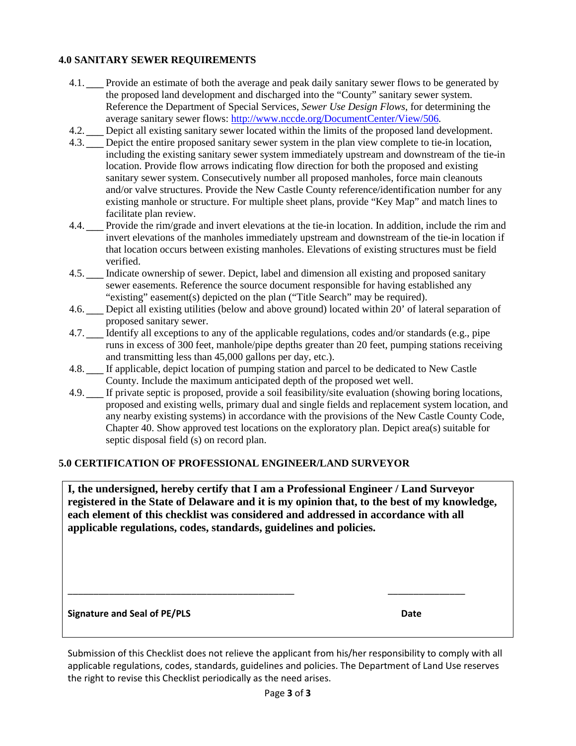## 4.0 SANITARY SEWER REQUIREMENTS

4.1. ___ Provide an estimate of both the average and peak daily sanitary sewer flows to be generated by the proposed land development and discharged into the "County" sanitary sewer system. Reference the Department of Special Services, *Sewer Use Design Flows*, for determining the average sanitary sewer flows: http://www.nccde.org/DocumentCenter/View/506.

4.2. ___ Depict all existing sanitary sewer located within the limits of the proposed land development.

4.3. ___ Depict the entire proposed sanitary sewer system in the plan view complete to tie-in location, including the existing sanitary sewer system immediately upstream and downstream of the tie-in location. Provide flow arrows indicating flow direction for both the proposed and existing sanitary sewer system. Consecutively number all proposed manholes, force main cleanouts and/or valve structures. Provide the New Castle County reference/identification number for any existing manhole or structure. For multiple sheet plans, provide "Key Map" and match lines to facilitate plan review.

4.4. ___ Provide the rim/grade and invert elevations at the tie-in location. In addition, include the rim and invert elevations of the manholes immediately upstream and downstream of the tie-in location if that location occurs between existing manholes. Elevations of existing structures must be field verified.

4.5. ___ Indicate ownership of sewer. Depict, label and dimension all existing and proposed sanitary sewer easements. Reference the source document responsible for having established any "existing" easement(s) depicted on the plan ("Title Search" may be required).

4.6. ___ Depict all existing utilities (below and above ground) located within 20' of lateral separation of proposed sanitary sewer.

4.7. ___ Identify all exceptions to any of the applicable regulations, codes and/or standards (e.g., pipe runs in excess of 300 feet, manhole/pipe depths greater than 20 feet, pumping stations receiving and transmitting less than 45,000 gallons per day, etc.).

4.8. ___ If applicable, depict location of pumping station and parcel to be dedicated to New Castle County. Include the maximum anticipated depth of the proposed wet well.

4.9. ___ If private septic is proposed, provide a soil feasibility/site evaluation (showing boring locations, proposed and existing wells, primary dual and single fields and replacement system location, and any nearby existing systems) in accordance with the provisions of the New Castle County Code, Chapter 40. Show approved test locations on the exploratory plan. Depict area(s) suitable for septic disposal field (s) on record plan.

## 5.0 CERTIFICATION OF PROFESSIONAL ENGINEER/LAND SURVEYOR

**I, the undersigned, hereby certify that I am a Professional Engineer / Land Surveyor registered in the State of Delaware and it is my opinion that, to the best of my knowledge, each element of this checklist was considered and addressed in accordance with all applicable regulations, codes, standards, guidelines and policies.**

_____________________________________________ _______________

**Signature and Seal of PE/PLS** **Date**

Submission of this Checklist does not relieve the applicant from his/her responsibility to comply with all applicable regulations, codes, standards, guidelines and policies. The Department of Land Use reserves the right to revise this Checklist periodically as the need arises.